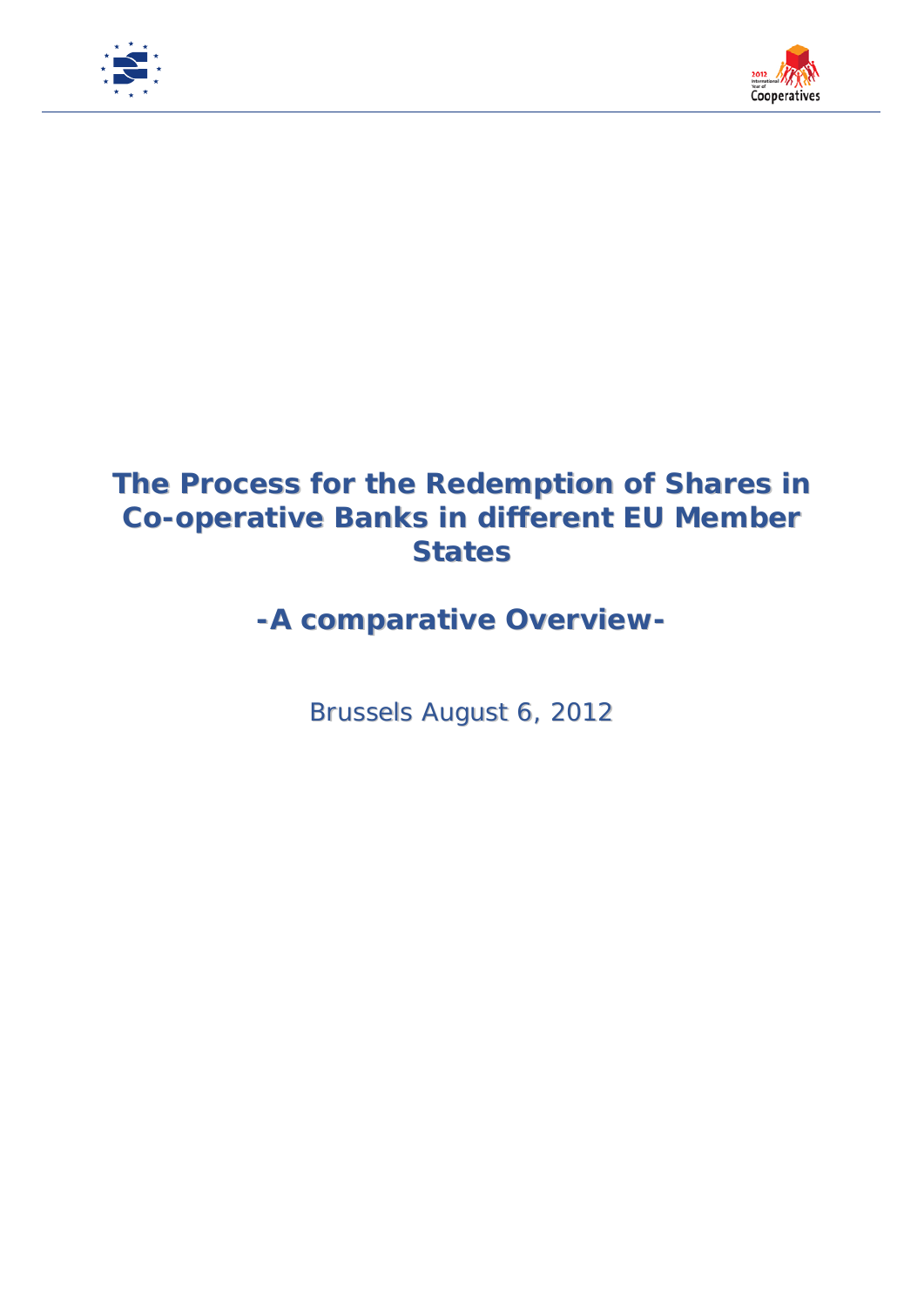# The Process for the Redemption of Shares in Co-operative Banks in different EU Member States

## -A comparative Overview-

Brussels August 6, 2012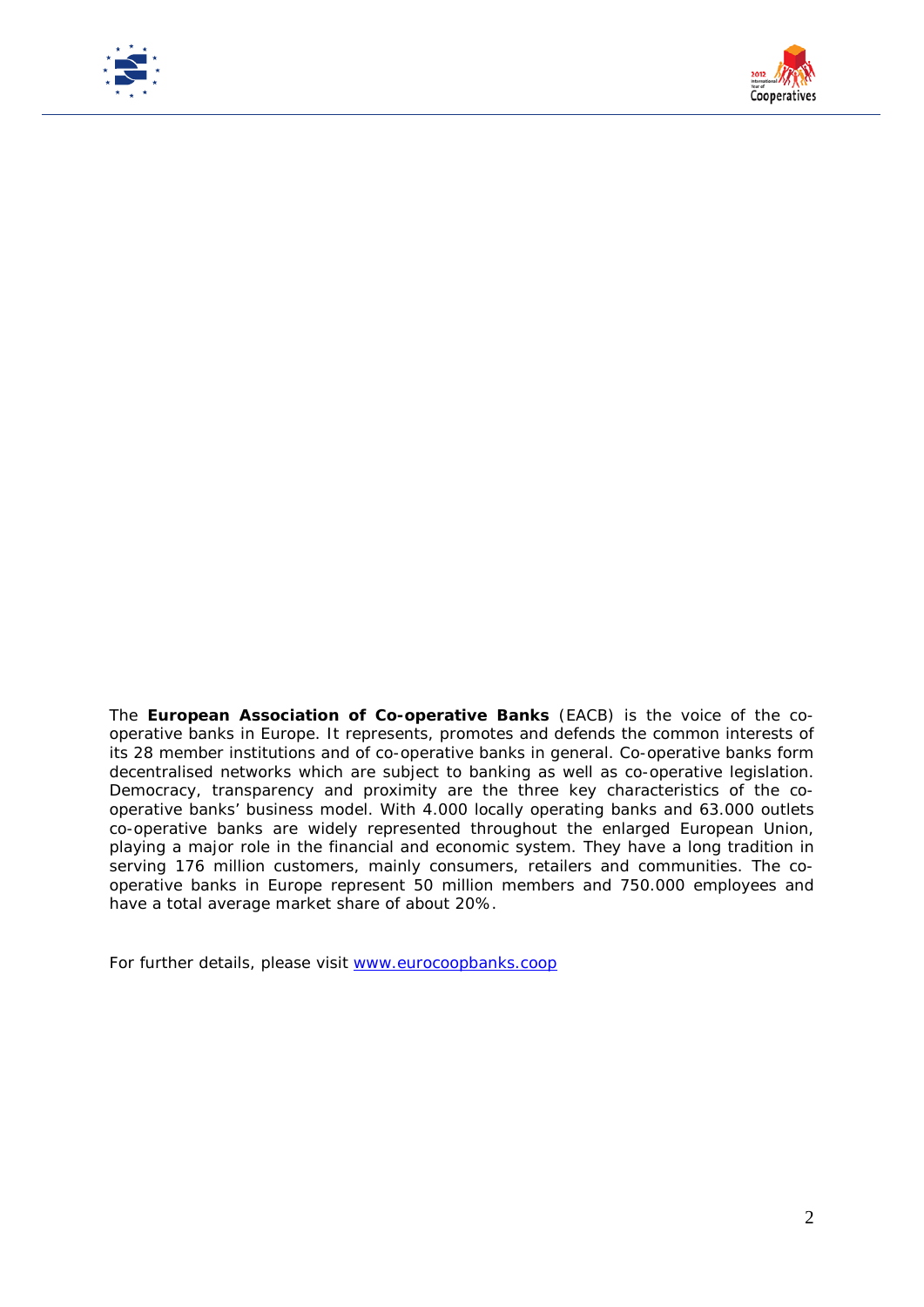The **European Association of Co-operative Banks** (EACB) is the voice of the co-operative banks in Europe. It represents, promotes and defends the common interests of its 28 member institutions and of co-operative banks in general. Co-operative banks form decentralised networks which are subject to banking as well as co-operative legislation. Democracy, transparency and proximity are the three key characteristics of the co-operative banks' business model. With 4.000 locally operating banks and 63.000 outlets co-operative banks are widely represented throughout the enlarged European Union, playing a major role in the financial and economic system. They have a long tradition in serving 176 million customers, mainly consumers, retailers and communities. The co-operative banks in Europe represent 50 million members and 750.000 employees and have a total average market share of about 20%.

For further details, please visit [www.eurocoopbanks.coop](http://www.eurocoopbanks.coop)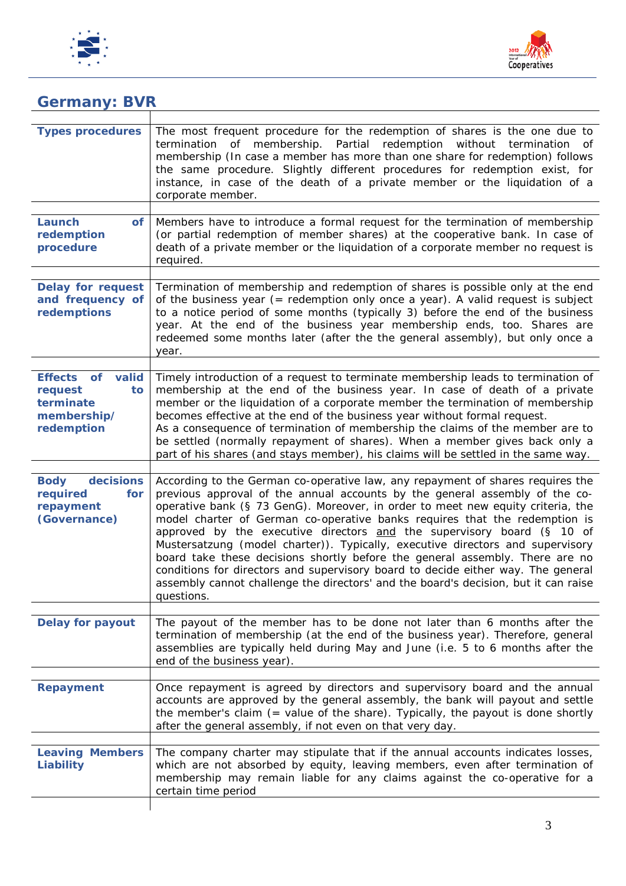## Germany: BVR

| | |
|---|---|
| **Types procedures** | The most frequent procedure for the redemption of shares is the one due to termination of membership. Partial redemption without termination of membership (In case a member has more than one share for redemption) follows the same procedure. Slightly different procedures for redemption exist, for instance, in case of the death of a private member or the liquidation of a corporate member. |
| **Launch of redemption procedure** | Members have to introduce a formal request for the termination of membership (or partial redemption of member shares) at the cooperative bank. In case of death of a private member or the liquidation of a corporate member no request is required. |
| **Delay for request and frequency of redemptions** | Termination of membership and redemption of shares is possible only at the end of the business year (= redemption only once a year). A valid request is subject to a notice period of some months (typically 3) before the end of the business year. At the end of the business year membership ends, too. Shares are redeemed some months later (after the the general assembly), but only once a year. |
| **Effects of valid request to terminate membership/ redemption** | Timely introduction of a request to terminate membership leads to termination of membership at the end of the business year. In case of death of a private member or the liquidation of a corporate member the termination of membership becomes effective at the end of the business year without formal request.<br>As a consequence of termination of membership the claims of the member are to be settled (normally repayment of shares). When a member gives back only a part of his shares (and stays member), his claims will be settled in the same way. |
| **Body decisions required for repayment (Governance)** | According to the German co-operative law, any repayment of shares requires the previous approval of the annual accounts by the general assembly of the co-operative bank (§ 73 GenG). Moreover, in order to meet new equity criteria, the model charter of German co-operative banks requires that the redemption is approved by the executive directors <u>and</u> the supervisory board (§ 10 of Mustersatzung (model charter)). Typically, executive directors and supervisory board take these decisions shortly before the general assembly. There are no conditions for directors and supervisory board to decide either way. The general assembly cannot challenge the directors' and the board's decision, but it can raise questions. |
| **Delay for payout** | The payout of the member has to be done not later than 6 months after the termination of membership (at the end of the business year). Therefore, general assemblies are typically held during May and June (i.e. 5 to 6 months after the end of the business year). |
| **Repayment** | Once repayment is agreed by directors and supervisory board and the annual accounts are approved by the general assembly, the bank will payout and settle the member's claim (= value of the share). Typically, the payout is done shortly after the general assembly, if not even on that very day. |
| **Leaving Members Liability** | The company charter may stipulate that if the annual accounts indicates losses, which are not absorbed by equity, leaving members, even after termination of membership may remain liable for any claims against the co-operative for a certain time period |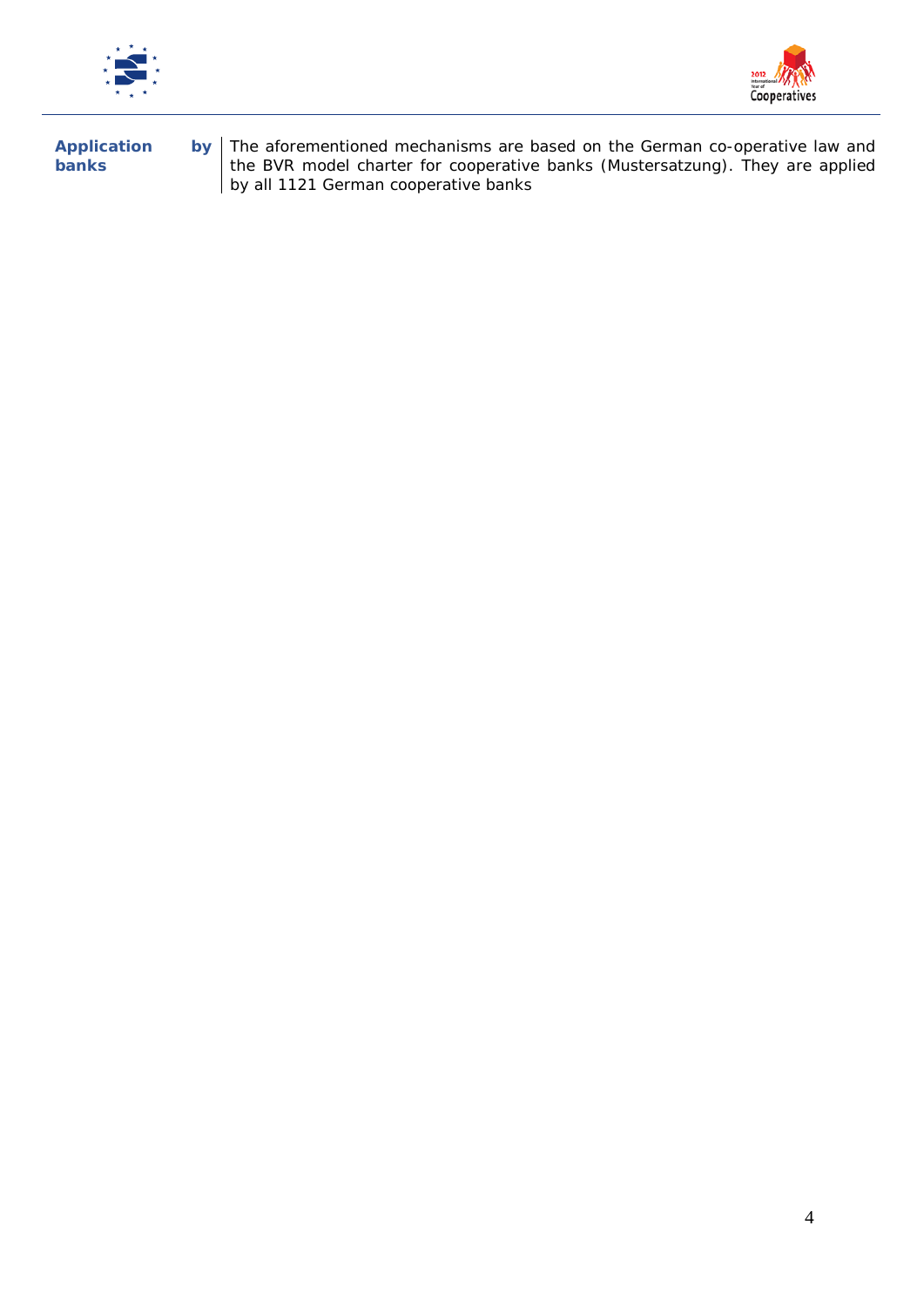| | |
|---|---|
| **Application by banks** | The aforementioned mechanisms are based on the German co-operative law and the BVR model charter for cooperative banks (Mustersatzung). They are applied by all 1121 German cooperative banks |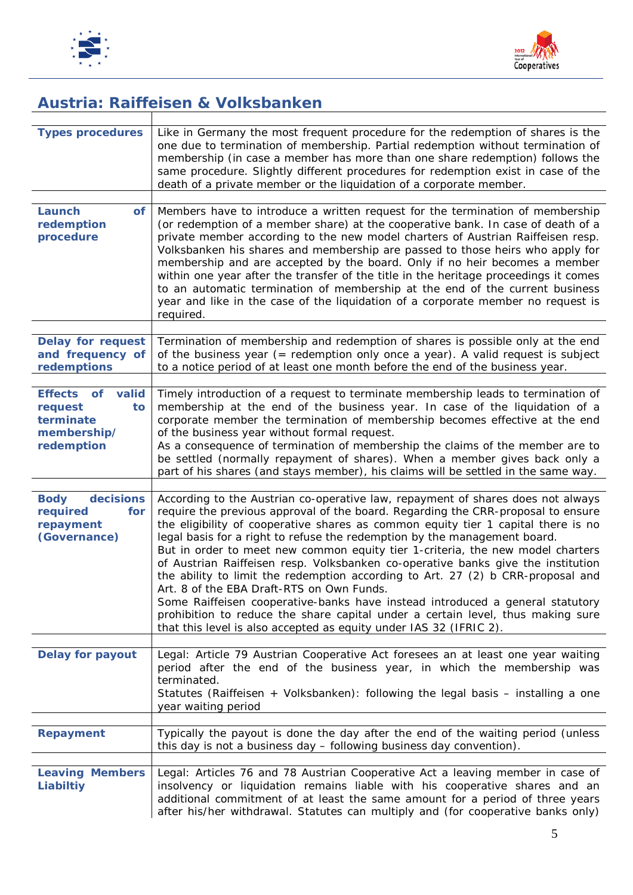## Austria: Raiffeisen & Volksbanken

| | |
|---|---|
| **Types procedures** | Like in Germany the most frequent procedure for the redemption of shares is the one due to termination of membership. Partial redemption without termination of membership (in case a member has more than one share redemption) follows the same procedure. Slightly different procedures for redemption exist in case of the death of a private member or the liquidation of a corporate member. |
| **Launch of redemption procedure** | Members have to introduce a written request for the termination of membership (or redemption of a member share) at the cooperative bank. In case of death of a private member according to the new model charters of Austrian Raiffeisen resp. Volksbanken his shares and membership are passed to those heirs who apply for membership and are accepted by the board. Only if no heir becomes a member within one year after the transfer of the title in the heritage proceedings it comes to an automatic termination of membership at the end of the current business year and like in the case of the liquidation of a corporate member no request is required. |
| **Delay for request and frequency of redemptions** | Termination of membership and redemption of shares is possible only at the end of the business year (= redemption only once a year). A valid request is subject to a notice period of at least one month before the end of the business year. |
| **Effects of valid request to terminate membership/ redemption** | Timely introduction of a request to terminate membership leads to termination of membership at the end of the business year. In case of the liquidation of a corporate member the termination of membership becomes effective at the end of the business year without formal request.<br>As a consequence of termination of membership the claims of the member are to be settled (normally repayment of shares). When a member gives back only a part of his shares (and stays member), his claims will be settled in the same way. |
| **Body decisions required for repayment (Governance)** | According to the Austrian co-operative law, repayment of shares does not always require the previous approval of the board. Regarding the CRR-proposal to ensure the eligibility of cooperative shares as common equity tier 1 capital there is no legal basis for a right to refuse the redemption by the management board.<br>But in order to meet new common equity tier 1-criteria, the new model charters of Austrian Raiffeisen resp. Volksbanken co-operative banks give the institution the ability to limit the redemption according to Art. 27 (2) b CRR-proposal and Art. 8 of the EBA Draft-RTS on Own Funds.<br>Some Raiffeisen cooperative-banks have instead introduced a general statutory prohibition to reduce the share capital under a certain level, thus making sure that this level is also accepted as equity under IAS 32 (IFRIC 2). |
| **Delay for payout** | Legal: Article 79 Austrian Cooperative Act foresees an at least one year waiting period after the end of the business year, in which the membership was terminated.<br>Statutes (Raiffeisen + Volksbanken): following the legal basis – installing a one year waiting period |
| **Repayment** | Typically the payout is done the day after the end of the waiting period (unless this day is not a business day – following business day convention). |
| **Leaving Members Liabiltiy** | Legal: Articles 76 and 78 Austrian Cooperative Act a leaving member in case of insolvency or liquidation remains liable with his cooperative shares and an additional commitment of at least the same amount for a period of three years after his/her withdrawal. Statutes can multiply and (for cooperative banks only) |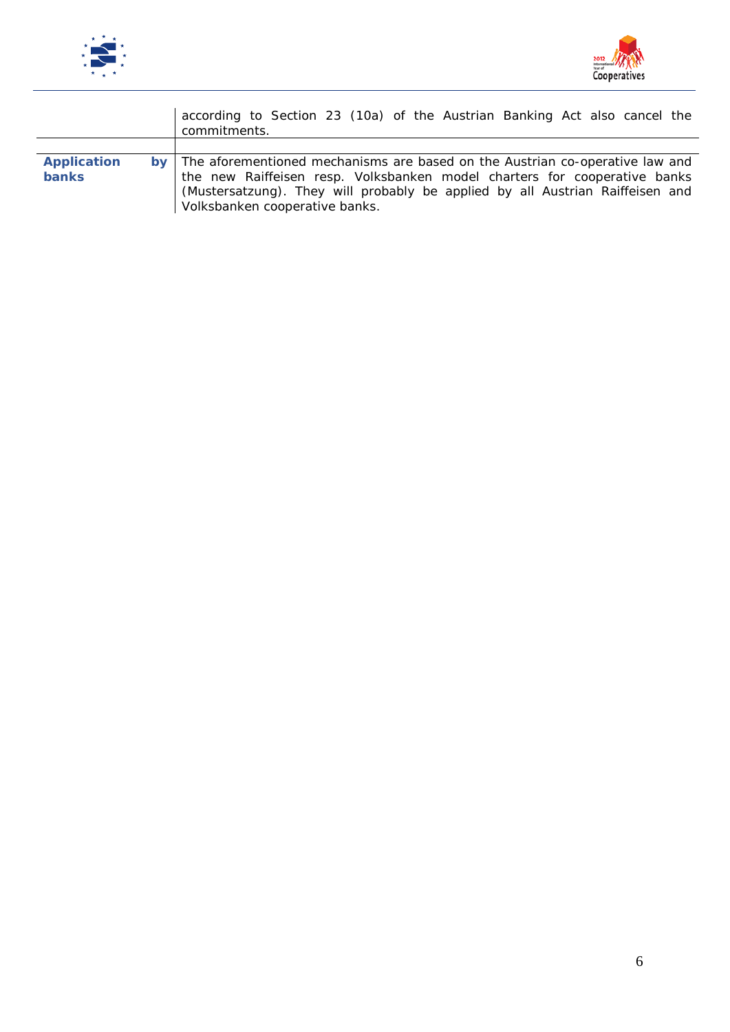| | |
|---|---|
| | according to Section 23 (10a) of the Austrian Banking Act also cancel the commitments. |
| | |
| **Application by banks** | The aforementioned mechanisms are based on the Austrian co-operative law and the new Raiffeisen resp. Volksbanken model charters for cooperative banks (Mustersatzung). They will probably be applied by all Austrian Raiffeisen and Volksbanken cooperative banks. |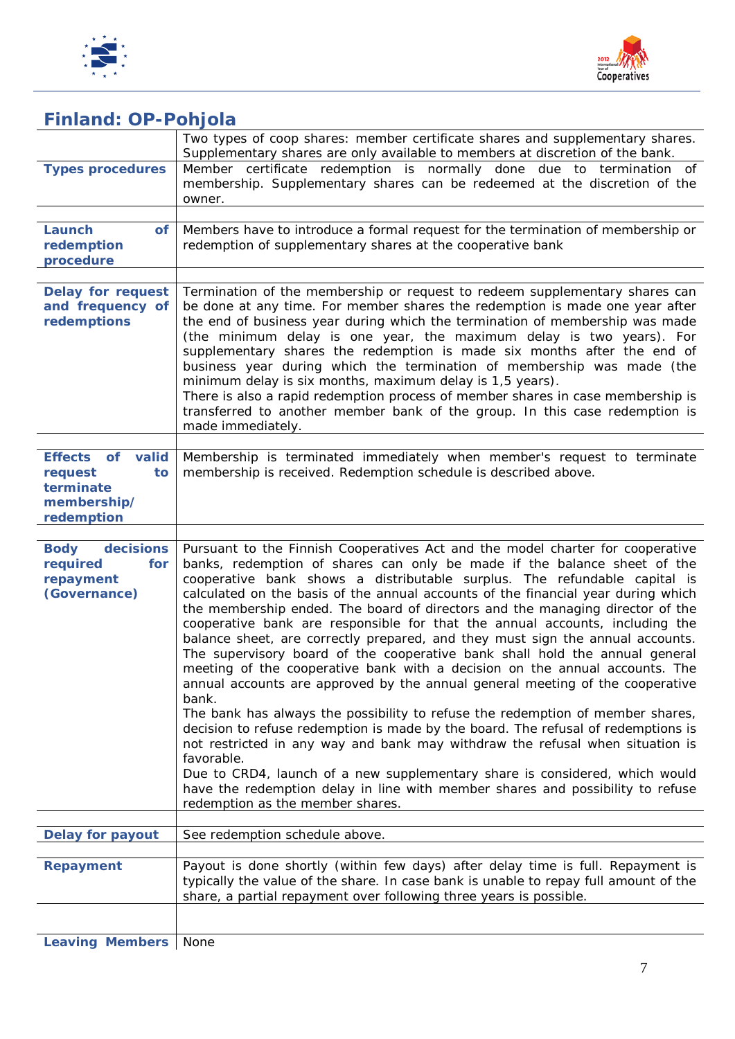## Finland: OP-Pohjola

| | |
|---|---|
| | Two types of coop shares: member certificate shares and supplementary shares. Supplementary shares are only available to members at discretion of the bank. |
| **Types procedures** | Member certificate redemption is normally done due to termination of membership. Supplementary shares can be redeemed at the discretion of the owner. |
| **Launch of redemption procedure** | Members have to introduce a formal request for the termination of membership or redemption of supplementary shares at the cooperative bank |
| **Delay for request and frequency of redemptions** | Termination of the membership or request to redeem supplementary shares can be done at any time. For member shares the redemption is made one year after the end of business year during which the termination of membership was made (the minimum delay is one year, the maximum delay is two years). For supplementary shares the redemption is made six months after the end of business year during which the termination of membership was made (the minimum delay is six months, maximum delay is 1,5 years).<br>There is also a rapid redemption process of member shares in case membership is transferred to another member bank of the group. In this case redemption is made immediately. |
| **Effects of valid request to terminate membership/ redemption** | Membership is terminated immediately when member's request to terminate membership is received. Redemption schedule is described above. |
| **Body decisions required for repayment (Governance)** | Pursuant to the Finnish Cooperatives Act and the model charter for cooperative banks, redemption of shares can only be made if the balance sheet of the cooperative bank shows a distributable surplus. The refundable capital is calculated on the basis of the annual accounts of the financial year during which the membership ended. The board of directors and the managing director of the cooperative bank are responsible for that the annual accounts, including the balance sheet, are correctly prepared, and they must sign the annual accounts. The supervisory board of the cooperative bank shall hold the annual general meeting of the cooperative bank with a decision on the annual accounts. The annual accounts are approved by the annual general meeting of the cooperative bank.<br>The bank has always the possibility to refuse the redemption of member shares, decision to refuse redemption is made by the board. The refusal of redemptions is not restricted in any way and bank may withdraw the refusal when situation is favorable.<br>Due to CRD4, launch of a new supplementary share is considered, which would have the redemption delay in line with member shares and possibility to refuse redemption as the member shares. |
| **Delay for payout** | See redemption schedule above. |
| **Repayment** | Payout is done shortly (within few days) after delay time is full. Repayment is typically the value of the share. In case bank is unable to repay full amount of the share, a partial repayment over following three years is possible. |
| **Leaving Members** | None |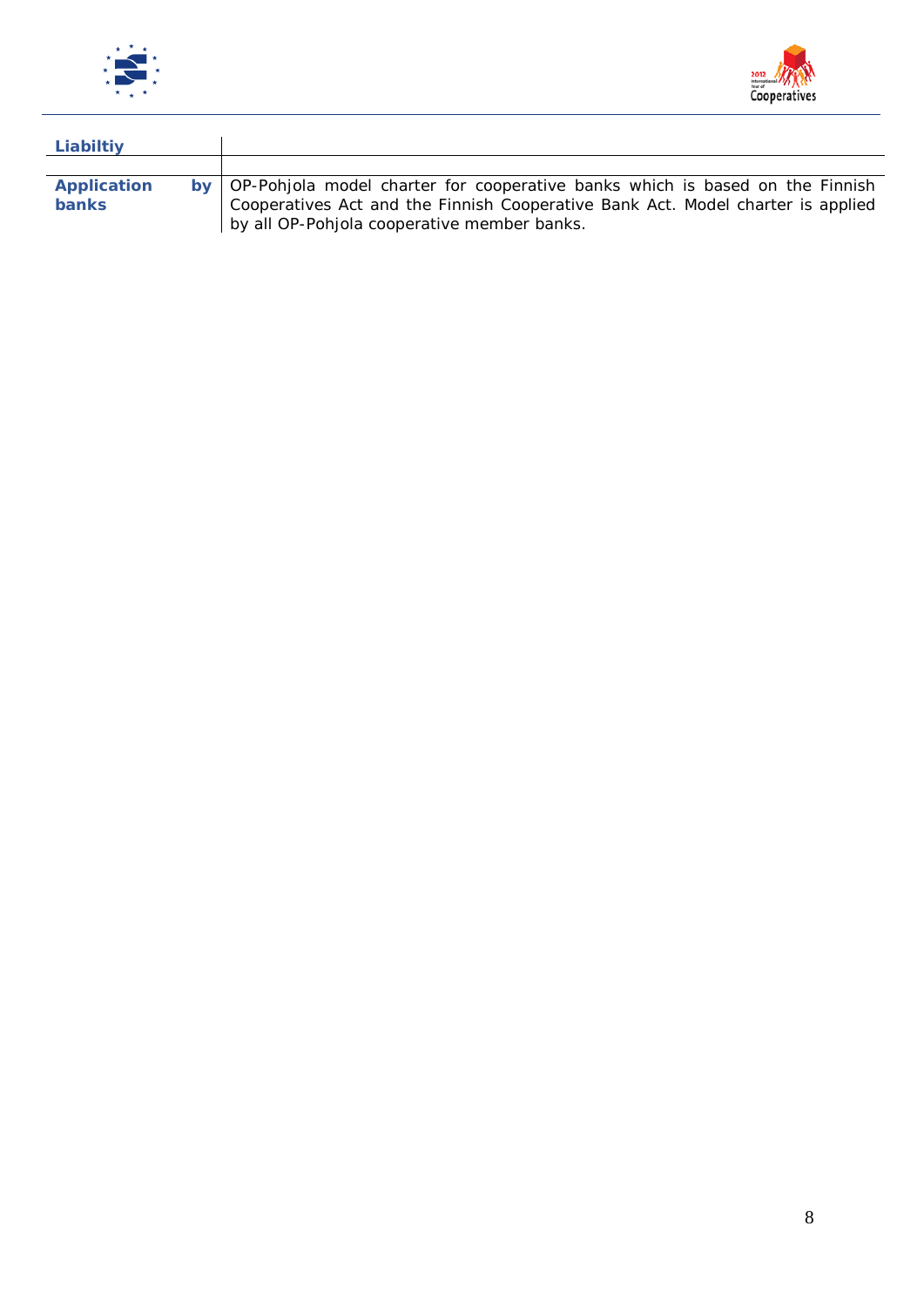| **Liabiltiy** | |
|---|---|
| | |
| **Application by banks** | OP-Pohjola model charter for cooperative banks which is based on the Finnish Cooperatives Act and the Finnish Cooperative Bank Act. Model charter is applied by all OP-Pohjola cooperative member banks. |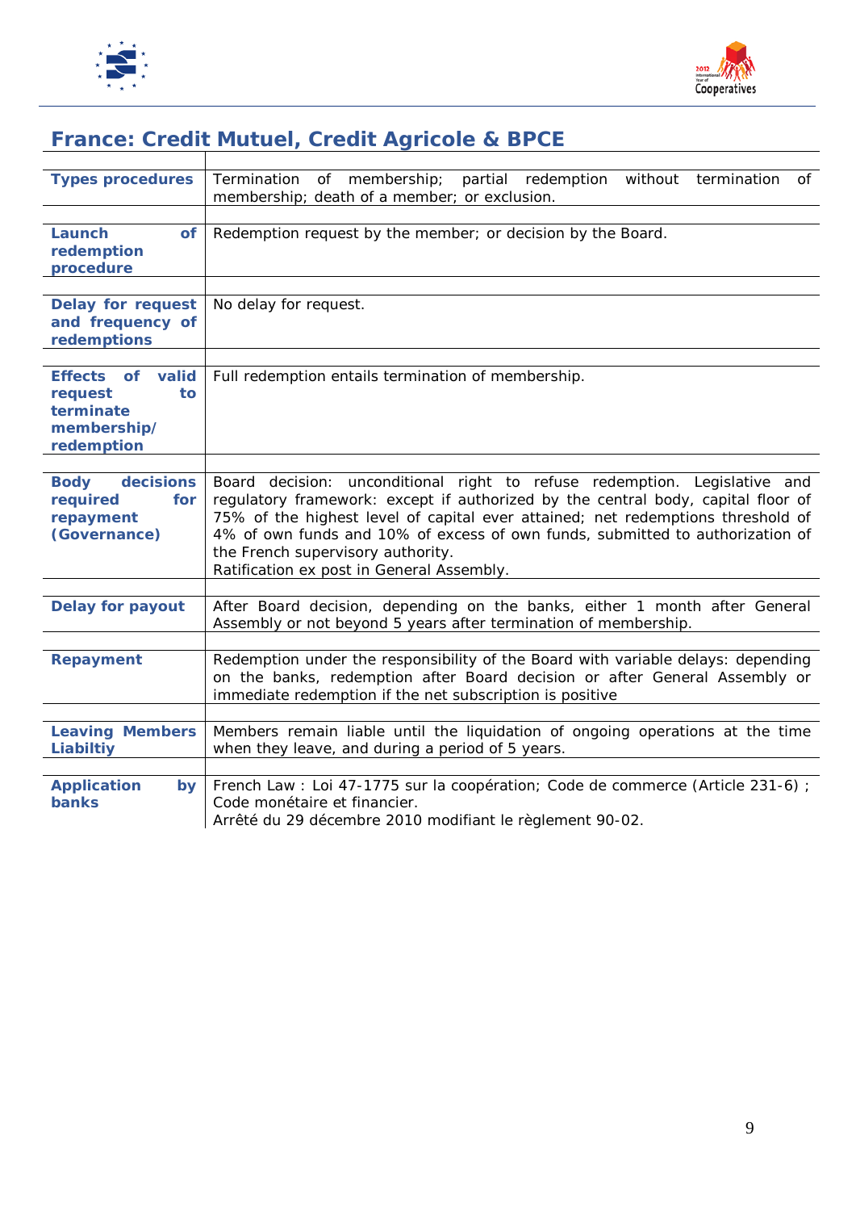## France: Credit Mutuel, Credit Agricole & BPCE

| | |
|---|---|
| **Types procedures** | Termination of membership; partial redemption without termination of membership; death of a member; or exclusion. |
| **Launch of redemption procedure** | Redemption request by the member; or decision by the Board. |
| **Delay for request and frequency of redemptions** | No delay for request. |
| **Effects of valid request to terminate membership/ redemption** | Full redemption entails termination of membership. |
| **Body decisions required for repayment (Governance)** | Board decision: unconditional right to refuse redemption. Legislative and regulatory framework: except if authorized by the central body, capital floor of 75% of the highest level of capital ever attained; net redemptions threshold of 4% of own funds and 10% of excess of own funds, submitted to authorization of the French supervisory authority.<br>Ratification ex post in General Assembly. |
| **Delay for payout** | After Board decision, depending on the banks, either 1 month after General Assembly or not beyond 5 years after termination of membership. |
| **Repayment** | Redemption under the responsibility of the Board with variable delays: depending on the banks, redemption after Board decision or after General Assembly or immediate redemption if the net subscription is positive |
| **Leaving Members Liabiltiy** | Members remain liable until the liquidation of ongoing operations at the time when they leave, and during a period of 5 years. |
| **Application by banks** | French Law : Loi 47-1775 sur la coopération; Code de commerce (Article 231-6) ; Code monétaire et financier.<br>Arrêté du 29 décembre 2010 modifiant le règlement 90-02. |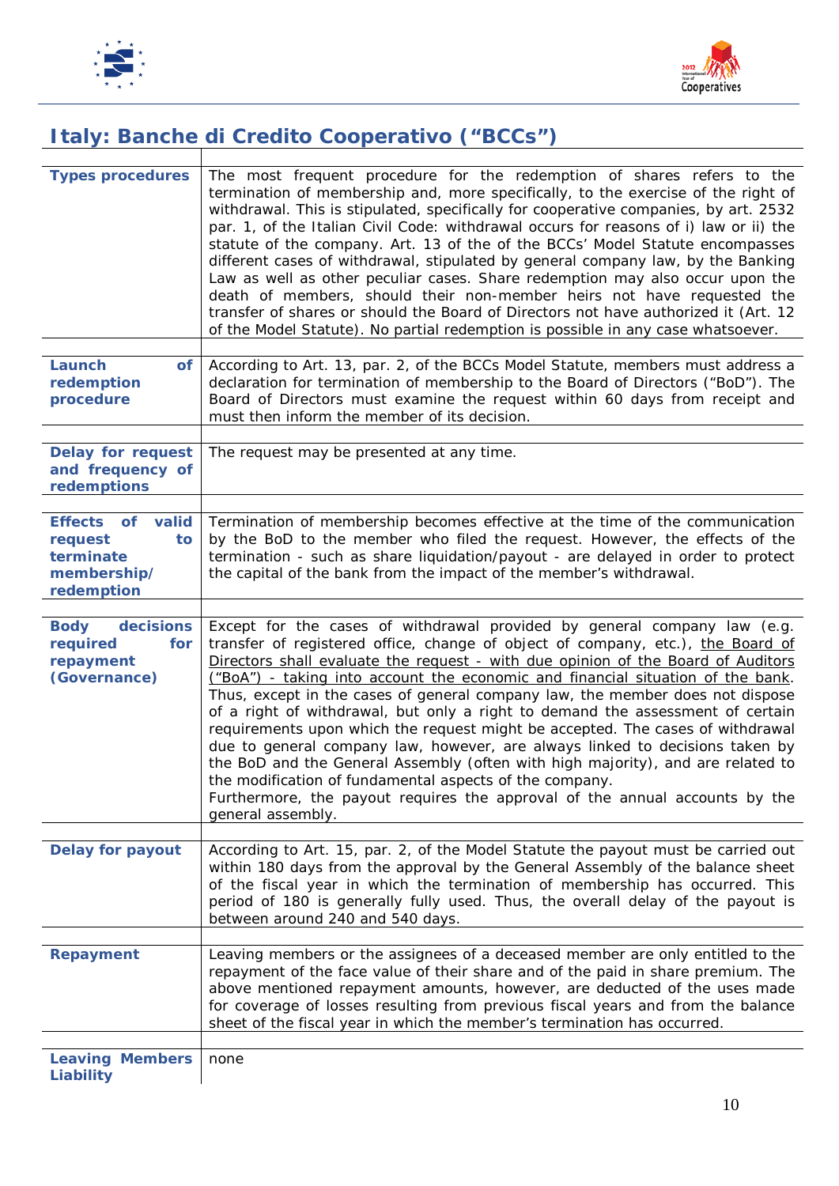## Italy: Banche di Credito Cooperativo ("BCCs")

| | |
|---|---|
| **Types procedures** | The most frequent procedure for the redemption of shares refers to the termination of membership and, more specifically, to the exercise of the right of withdrawal. This is stipulated, specifically for cooperative companies, by art. 2532 par. 1, of the Italian Civil Code: withdrawal occurs for reasons of i) law or ii) the statute of the company. Art. 13 of the of the BCCs' Model Statute encompasses different cases of withdrawal, stipulated by general company law, by the Banking Law as well as other peculiar cases. Share redemption may also occur upon the death of members, should their non-member heirs not have requested the transfer of shares or should the Board of Directors not have authorized it (Art. 12 of the Model Statute). No partial redemption is possible in any case whatsoever. |
| **Launch of redemption procedure** | According to Art. 13, par. 2, of the BCCs Model Statute, members must address a declaration for termination of membership to the Board of Directors ("BoD"). The Board of Directors must examine the request within 60 days from receipt and must then inform the member of its decision. |
| **Delay for request and frequency of redemptions** | The request may be presented at any time. |
| **Effects of valid request to terminate membership/ redemption** | Termination of membership becomes effective at the time of the communication by the BoD to the member who filed the request. However, the effects of the termination - such as share liquidation/payout - are delayed in order to protect the capital of the bank from the impact of the member's withdrawal. |
| **Body decisions required for repayment (Governance)** | Except for the cases of withdrawal provided by general company law (e.g. transfer of registered office, change of object of company, etc.), the Board of Directors shall evaluate the request - with due opinion of the Board of Auditors ("BoA") - taking into account the economic and financial situation of the bank. Thus, except in the cases of general company law, the member does not dispose of a right of withdrawal, but only a right to demand the assessment of certain requirements upon which the request might be accepted. The cases of withdrawal due to general company law, however, are always linked to decisions taken by the BoD and the General Assembly (often with high majority), and are related to the modification of fundamental aspects of the company. Furthermore, the payout requires the approval of the annual accounts by the general assembly. |
| **Delay for payout** | According to Art. 15, par. 2, of the Model Statute the payout must be carried out within 180 days from the approval by the General Assembly of the balance sheet of the fiscal year in which the termination of membership has occurred. This period of 180 is generally fully used. Thus, the overall delay of the payout is between around 240 and 540 days. |
| **Repayment** | Leaving members or the assignees of a deceased member are only entitled to the repayment of the face value of their share and of the paid in share premium. The above mentioned repayment amounts, however, are deducted of the uses made for coverage of losses resulting from previous fiscal years and from the balance sheet of the fiscal year in which the member's termination has occurred. |
| **Leaving Members Liability** | none |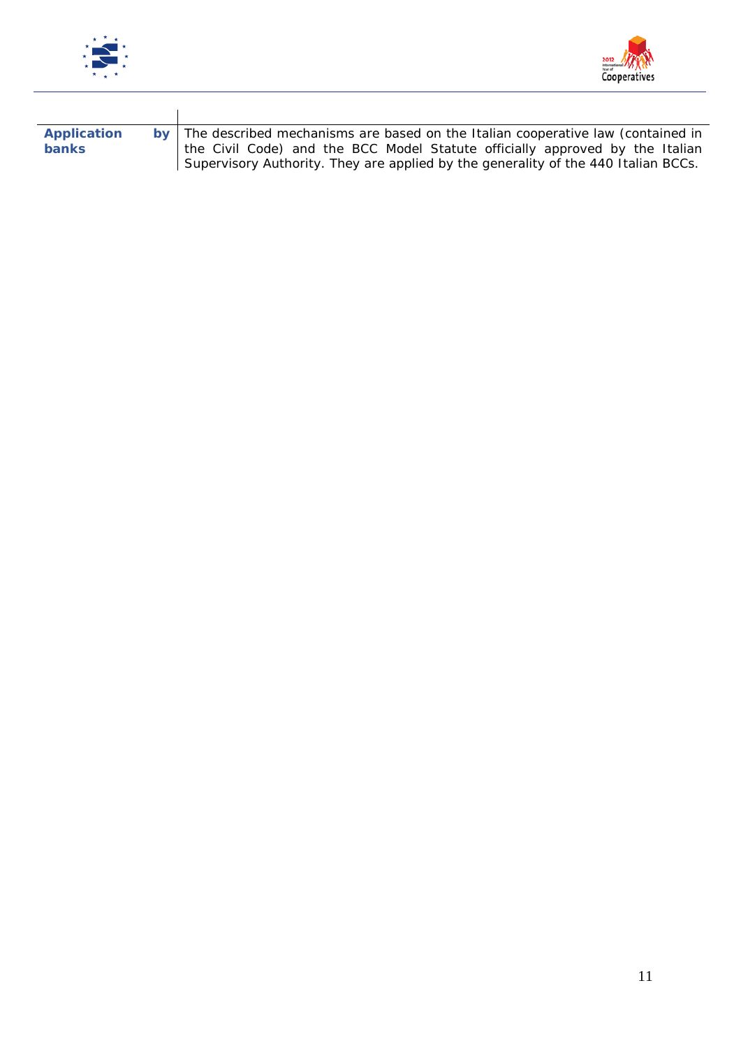| | |
|---|---|
| **Application by banks** | The described mechanisms are based on the Italian cooperative law (contained in the Civil Code) and the BCC Model Statute officially approved by the Italian Supervisory Authority. They are applied by the generality of the 440 Italian BCCs. |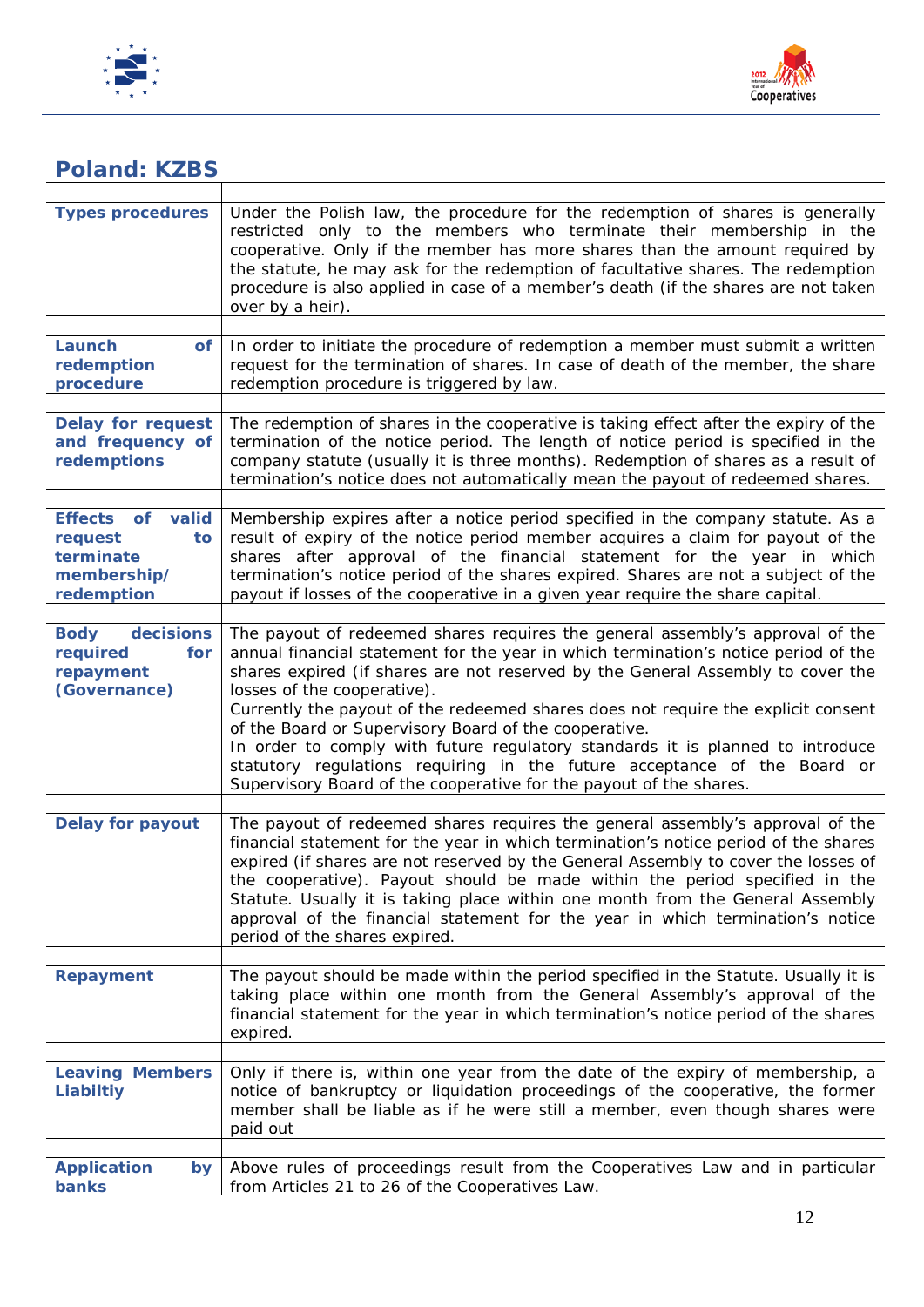## Poland: KZBS

| | |
|---|---|
| **Types procedures** | Under the Polish law, the procedure for the redemption of shares is generally restricted only to the members who terminate their membership in the cooperative. Only if the member has more shares than the amount required by the statute, he may ask for the redemption of facultative shares. The redemption procedure is also applied in case of a member's death (if the shares are not taken over by a heir). |
| **Launch of redemption procedure** | In order to initiate the procedure of redemption a member must submit a written request for the termination of shares. In case of death of the member, the share redemption procedure is triggered by law. |
| **Delay for request and frequency of redemptions** | The redemption of shares in the cooperative is taking effect after the expiry of the termination of the notice period. The length of notice period is specified in the company statute (usually it is three months). Redemption of shares as a result of termination's notice does not automatically mean the payout of redeemed shares. |
| **Effects of valid request to terminate membership/ redemption** | Membership expires after a notice period specified in the company statute. As a result of expiry of the notice period member acquires a claim for payout of the shares after approval of the financial statement for the year in which termination's notice period of the shares expired. Shares are not a subject of the payout if losses of the cooperative in a given year require the share capital. |
| **Body decisions required for repayment (Governance)** | The payout of redeemed shares requires the general assembly's approval of the annual financial statement for the year in which termination's notice period of the shares expired (if shares are not reserved by the General Assembly to cover the losses of the cooperative).<br>Currently the payout of the redeemed shares does not require the explicit consent of the Board or Supervisory Board of the cooperative.<br>In order to comply with future regulatory standards it is planned to introduce statutory regulations requiring in the future acceptance of the Board or Supervisory Board of the cooperative for the payout of the shares. |
| **Delay for payout** | The payout of redeemed shares requires the general assembly's approval of the financial statement for the year in which termination's notice period of the shares expired (if shares are not reserved by the General Assembly to cover the losses of the cooperative). Payout should be made within the period specified in the Statute. Usually it is taking place within one month from the General Assembly approval of the financial statement for the year in which termination's notice period of the shares expired. |
| **Repayment** | The payout should be made within the period specified in the Statute. Usually it is taking place within one month from the General Assembly's approval of the financial statement for the year in which termination's notice period of the shares expired. |
| **Leaving Members Liabiltiy** | Only if there is, within one year from the date of the expiry of membership, a notice of bankruptcy or liquidation proceedings of the cooperative, the former member shall be liable as if he were still a member, even though shares were paid out |
| **Application by banks** | Above rules of proceedings result from the Cooperatives Law and in particular from Articles 21 to 26 of the Cooperatives Law. |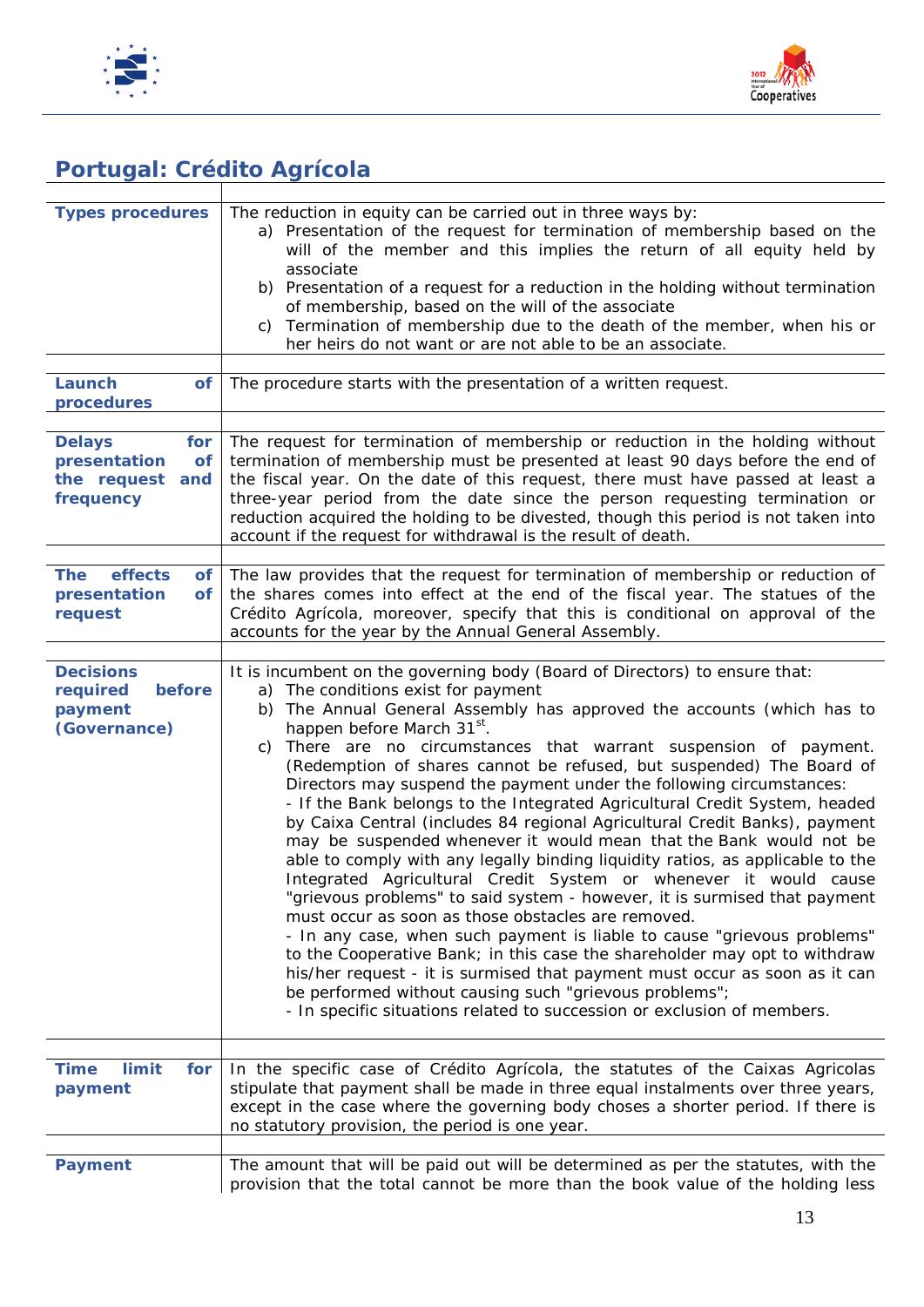## Portugal: Crédito Agrícola

| | |
|---|---|
| **Types procedures** | The reduction in equity can be carried out in three ways by:<br>a) Presentation of the request for termination of membership based on the will of the member and this implies the return of all equity held by associate<br>b) Presentation of a request for a reduction in the holding without termination of membership, based on the will of the associate<br>c) Termination of membership due to the death of the member, when his or her heirs do not want or are not able to be an associate. |
| **Launch of procedures** | The procedure starts with the presentation of a written request. |
| **Delays for presentation of the request and frequency** | The request for termination of membership or reduction in the holding without termination of membership must be presented at least 90 days before the end of the fiscal year. On the date of this request, there must have passed at least a three-year period from the date since the person requesting termination or reduction acquired the holding to be divested, though this period is not taken into account if the request for withdrawal is the result of death. |
| **The effects of presentation of request** | The law provides that the request for termination of membership or reduction of the shares comes into effect at the end of the fiscal year. The statues of the Crédito Agrícola, moreover, specify that this is conditional on approval of the accounts for the year by the Annual General Assembly. |
| **Decisions required before payment (Governance)** | It is incumbent on the governing body (Board of Directors) to ensure that:<br>a) The conditions exist for payment<br>b) The Annual General Assembly has approved the accounts (which has to happen before March 31st).<br>c) There are no circumstances that warrant suspension of payment. (Redemption of shares cannot be refused, but suspended) The Board of Directors may suspend the payment under the following circumstances:<br>- If the Bank belongs to the Integrated Agricultural Credit System, headed by Caixa Central (includes 84 regional Agricultural Credit Banks), payment may be suspended whenever it would mean that the Bank would not be able to comply with any legally binding liquidity ratios, as applicable to the Integrated Agricultural Credit System or whenever it would cause "grievous problems" to said system - however, it is surmised that payment must occur as soon as those obstacles are removed.<br>- In any case, when such payment is liable to cause "grievous problems" to the Cooperative Bank; in this case the shareholder may opt to withdraw his/her request - it is surmised that payment must occur as soon as it can be performed without causing such "grievous problems";<br>- In specific situations related to succession or exclusion of members. |
| **Time limit for payment** | In the specific case of Crédito Agrícola, the statutes of the Caixas Agricolas stipulate that payment shall be made in three equal instalments over three years, except in the case where the governing body choses a shorter period. If there is no statutory provision, the period is one year. |
| **Payment** | The amount that will be paid out will be determined as per the statutes, with the provision that the total cannot be more than the book value of the holding less |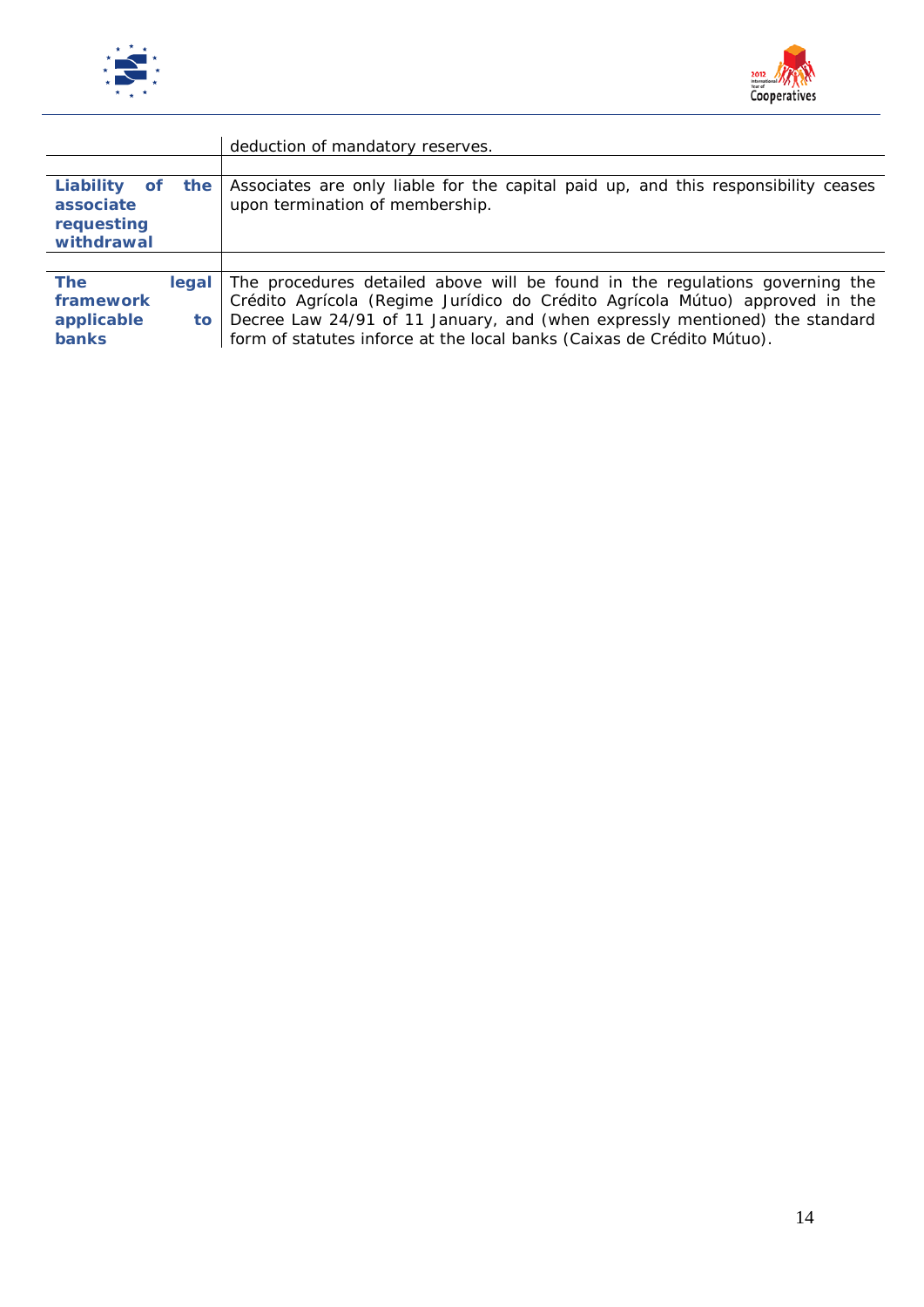| | |
|---|---|
| | deduction of mandatory reserves. |
| **Liability of the associate requesting withdrawal** | Associates are only liable for the capital paid up, and this responsibility ceases upon termination of membership. |
| **The legal framework applicable to banks** | The procedures detailed above will be found in the regulations governing the Crédito Agrícola (Regime Jurídico do Crédito Agrícola Mútuo) approved in the Decree Law 24/91 of 11 January, and (when expressly mentioned) the standard form of statutes inforce at the local banks (Caixas de Crédito Mútuo). |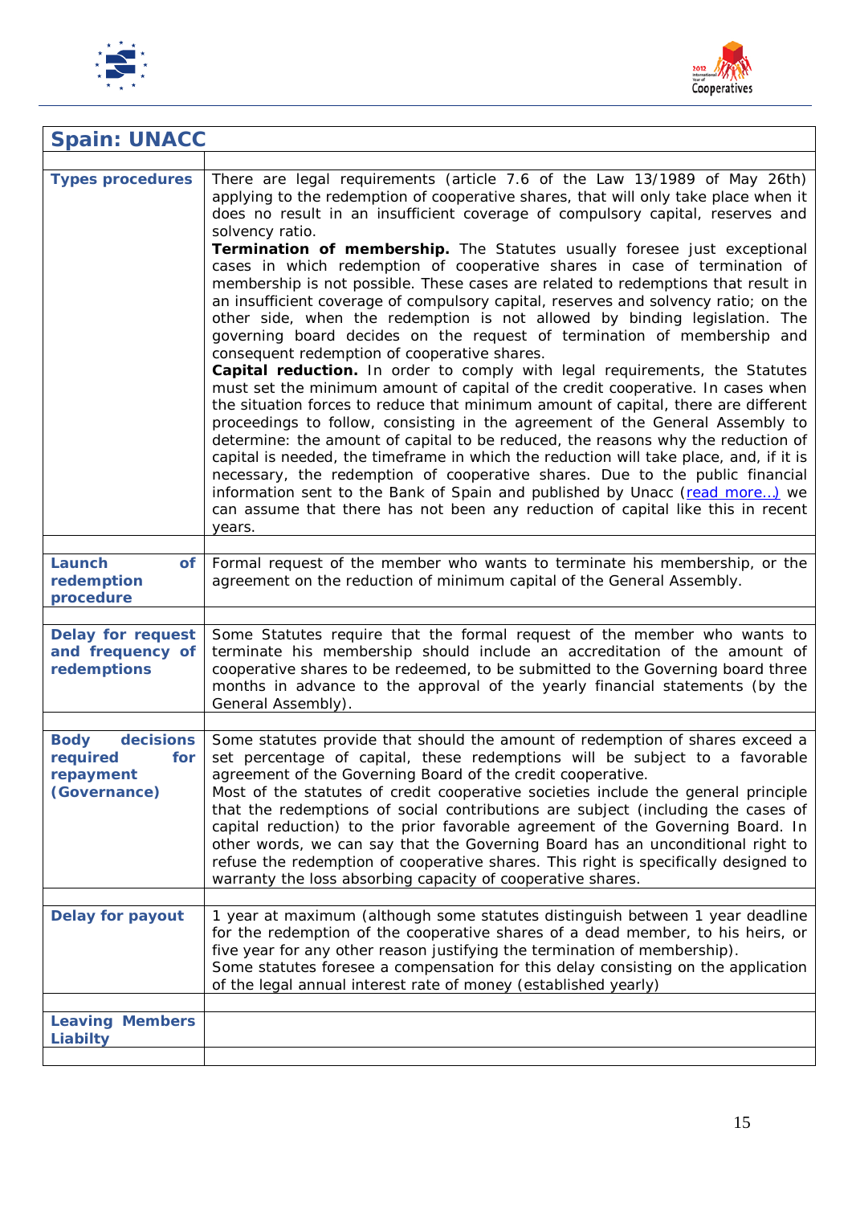| Spain: UNACC | |
|---|---|
| **Types procedures** | There are legal requirements (article 7.6 of the Law 13/1989 of May 26th) applying to the redemption of cooperative shares, that will only take place when it does no result in an insufficient coverage of compulsory capital, reserves and solvency ratio.<br>**Termination of membership.** The Statutes usually foresee just exceptional cases in which redemption of cooperative shares in case of termination of membership is not possible. These cases are related to redemptions that result in an insufficient coverage of compulsory capital, reserves and solvency ratio; on the other side, when the redemption is not allowed by binding legislation. The governing board decides on the request of termination of membership and consequent redemption of cooperative shares.<br>**Capital reduction.** In order to comply with legal requirements, the Statutes must set the minimum amount of capital of the credit cooperative. In cases when the situation forces to reduce that minimum amount of capital, there are different proceedings to follow, consisting in the agreement of the General Assembly to determine: the amount of capital to be reduced, the reasons why the reduction of capital is needed, the timeframe in which the reduction will take place, and, if it is necessary, the redemption of cooperative shares. Due to the public financial information sent to the Bank of Spain and published by Unacc (read more...) we can assume that there has not been any reduction of capital like this in recent years. |
| **Launch of redemption procedure** | Formal request of the member who wants to terminate his membership, or the agreement on the reduction of minimum capital of the General Assembly. |
| **Delay for request and frequency of redemptions** | Some Statutes require that the formal request of the member who wants to terminate his membership should include an accreditation of the amount of cooperative shares to be redeemed, to be submitted to the Governing board three months in advance to the approval of the yearly financial statements (by the General Assembly). |
| **Body decisions required for repayment (Governance)** | Some statutes provide that should the amount of redemption of shares exceed a set percentage of capital, these redemptions will be subject to a favorable agreement of the Governing Board of the credit cooperative.<br>Most of the statutes of credit cooperative societies include the general principle that the redemptions of social contributions are subject (including the cases of capital reduction) to the prior favorable agreement of the Governing Board. In other words, we can say that the Governing Board has an unconditional right to refuse the redemption of cooperative shares. This right is specifically designed to warranty the loss absorbing capacity of cooperative shares. |
| **Delay for payout** | 1 year at maximum (although some statutes distinguish between 1 year deadline for the redemption of the cooperative shares of a dead member, to his heirs, or five year for any other reason justifying the termination of membership).<br>Some statutes foresee a compensation for this delay consisting on the application of the legal annual interest rate of money (established yearly) |
| **Leaving Members Liabilty** | |